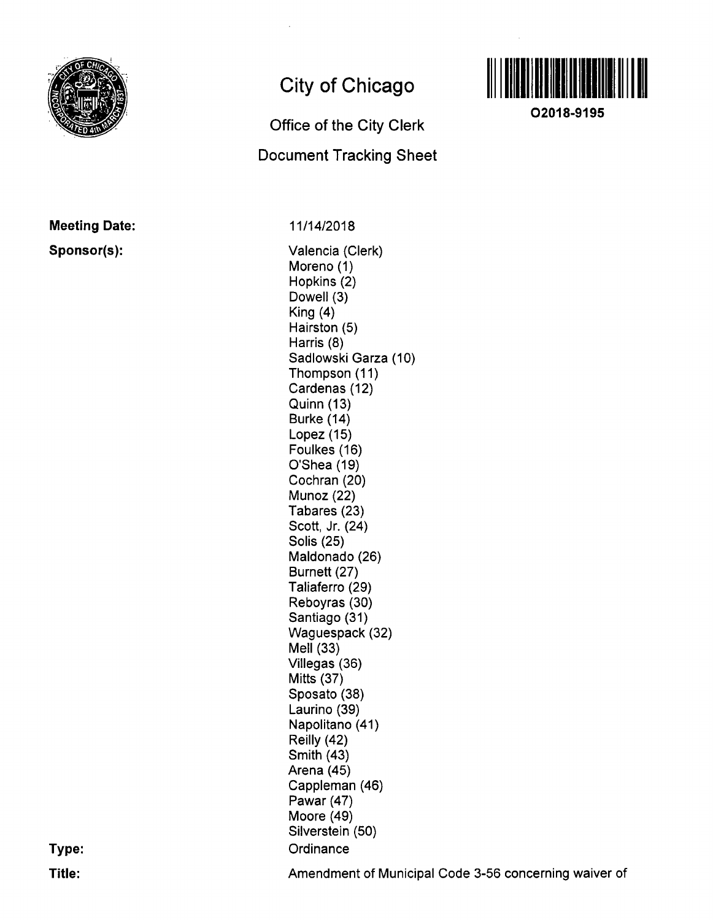# City of Chicago

## Office of the City Clerk

## Document Tracking Sheet

**O2018-9195**

**Meeting Date:** 11/14/2018

**Sponsor(s):**

Valencia (Clerk)
Moreno (1)
Hopkins (2)
Dowell (3)
King (4)
Hairston (5)
Harris (8)
Sadlowski Garza (10)
Thompson (11)
Cardenas (12)
Quinn (13)
Burke (14)
Lopez (15)
Foulkes (16)
O'Shea (19)
Cochran (20)
Munoz (22)
Tabares (23)
Scott, Jr. (24)
Solis (25)
Maldonado (26)
Burnett (27)
Taliaferro (29)
Reboyras (30)
Santiago (31)
Waguespack (32)
Mell (33)
Villegas (36)
Mitts (37)
Sposato (38)
Laurino (39)
Napolitano (41)
Reilly (42)
Smith (43)
Arena (45)
Cappleman (46)
Pawar (47)
Moore (49)
Silverstein (50)

**Type:** Ordinance

**Title:** Amendment of Municipal Code 3-56 concerning waiver of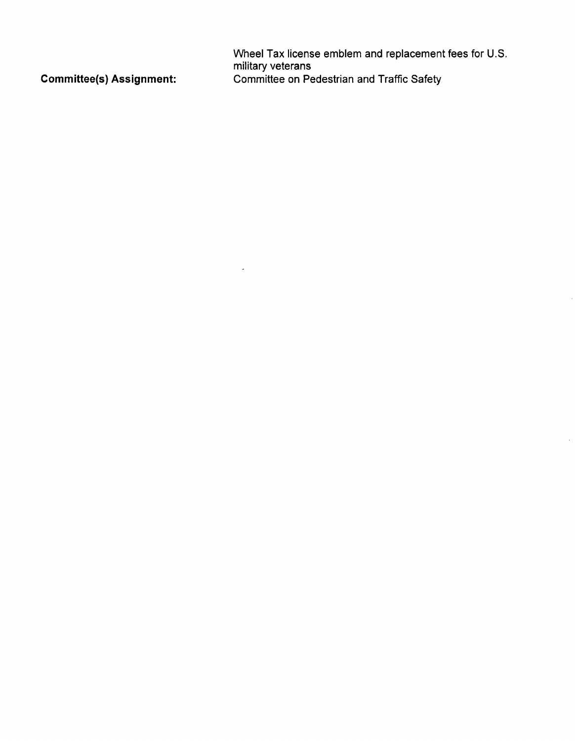Wheel Tax license emblem and replacement fees for U.S. military veterans

**Committee(s) Assignment:** Committee on Pedestrian and Traffic Safety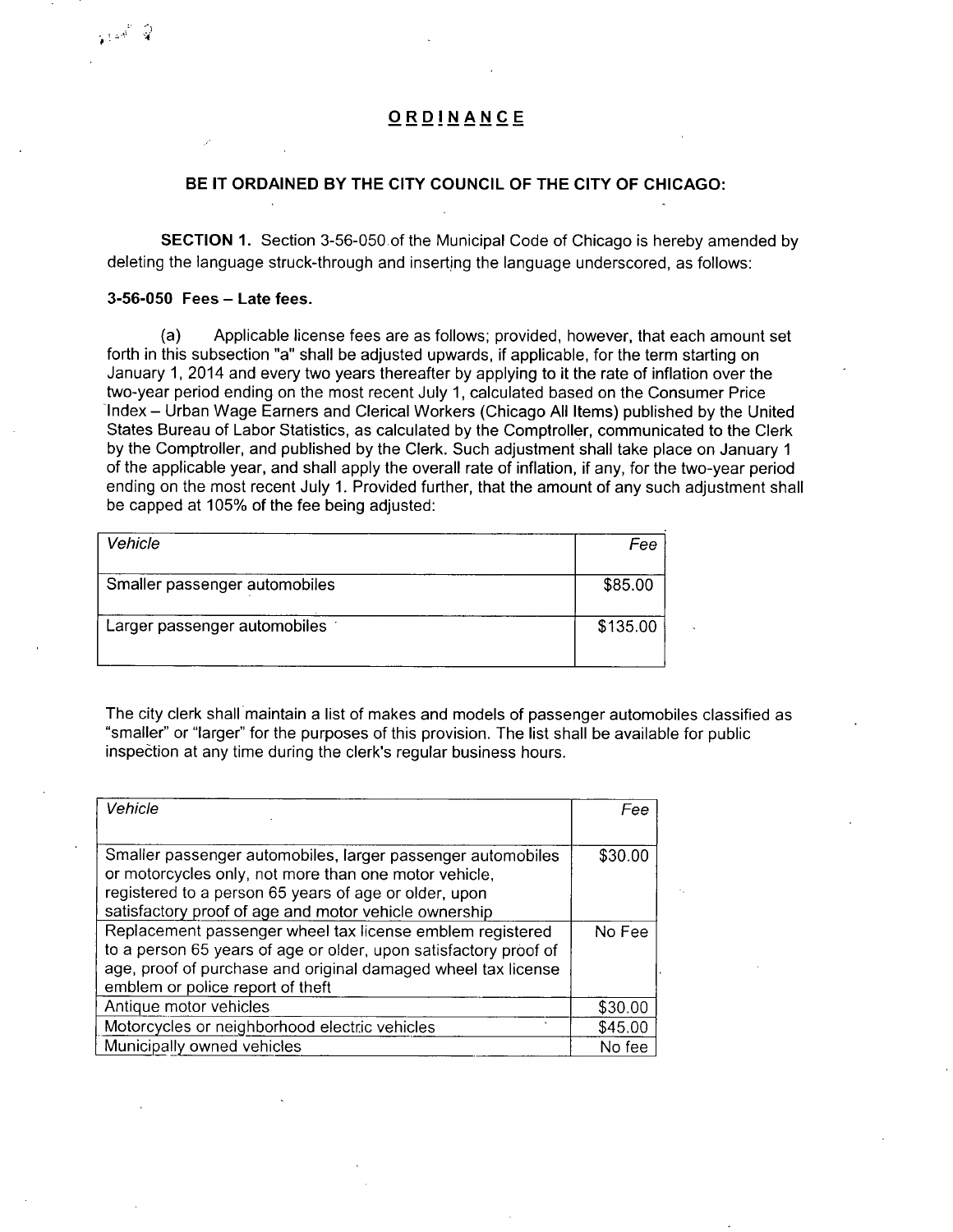## ORDINANCE

**BE IT ORDAINED BY THE CITY COUNCIL OF THE CITY OF CHICAGO:**

**SECTION 1.** Section 3-56-050 of the Municipal Code of Chicago is hereby amended by deleting the language struck-through and inserting the language underscored, as follows:

**3-56-050 Fees – Late fees.**

(a) Applicable license fees are as follows; provided, however, that each amount set forth in this subsection "a" shall be adjusted upwards, if applicable, for the term starting on January 1, 2014 and every two years thereafter by applying to it the rate of inflation over the two-year period ending on the most recent July 1, calculated based on the Consumer Price Index – Urban Wage Earners and Clerical Workers (Chicago All Items) published by the United States Bureau of Labor Statistics, as calculated by the Comptroller, communicated to the Clerk by the Comptroller, and published by the Clerk. Such adjustment shall take place on January 1 of the applicable year, and shall apply the overall rate of inflation, if any, for the two-year period ending on the most recent July 1. Provided further, that the amount of any such adjustment shall be capped at 105% of the fee being adjusted:

| *Vehicle* | *Fee* |
|---|---|
| Smaller passenger automobiles | $85.00 |
| Larger passenger automobiles | $135.00 |

The city clerk shall maintain a list of makes and models of passenger automobiles classified as "smaller" or "larger" for the purposes of this provision. The list shall be available for public inspection at any time during the clerk's regular business hours.

| *Vehicle* | *Fee* |
|---|---|
| Smaller passenger automobiles, larger passenger automobiles or motorcycles only, not more than one motor vehicle, registered to a person 65 years of age or older, upon satisfactory proof of age and motor vehicle ownership | $30.00 |
| Replacement passenger wheel tax license emblem registered to a person 65 years of age or older, upon satisfactory proof of age, proof of purchase and original damaged wheel tax license emblem or police report of theft | No Fee |
| Antique motor vehicles | $30.00 |
| Motorcycles or neighborhood electric vehicles | $45.00 |
| Municipally owned vehicles | No fee |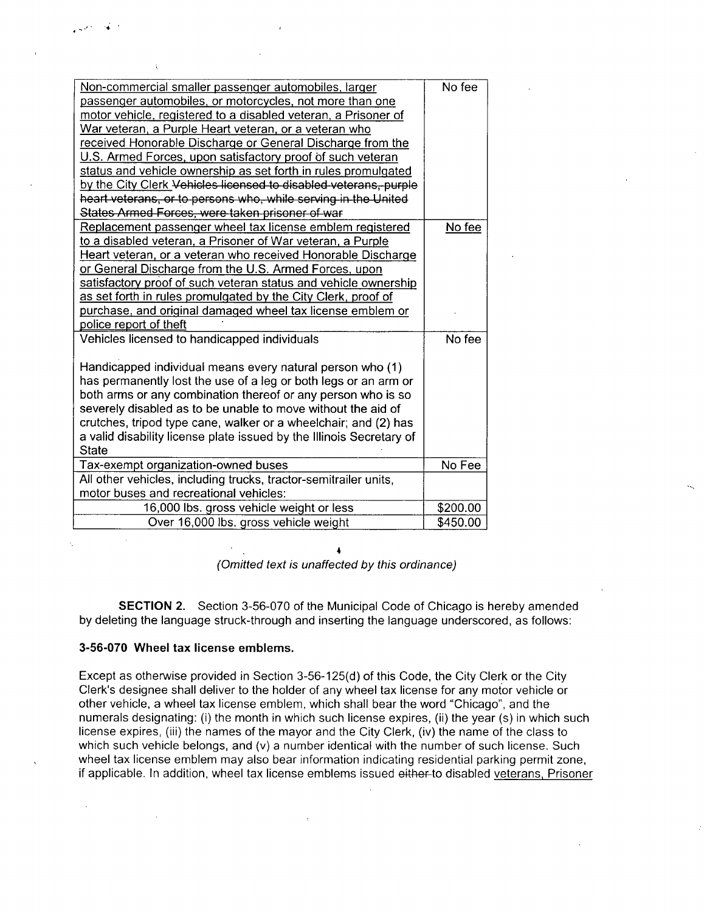| | |
|---|---|
| <u>Non-commercial smaller passenger automobiles, larger passenger automobiles, or motorcycles, not more than one motor vehicle, registered to a disabled veteran, a Prisoner of War veteran, a Purple Heart veteran, or a veteran who received Honorable Discharge or General Discharge from the U.S. Armed Forces, upon satisfactory proof of such veteran status and vehicle ownership as set forth in rules promulgated by the City Clerk</u> ~~Vehicles licensed to disabled veterans, purple heart veterans, or to persons who, while serving in the United States Armed Forces, were taken prisoner of war~~ | No fee |
| <u>Replacement passenger wheel tax license emblem registered to a disabled veteran, a Prisoner of War veteran, a Purple Heart veteran, or a veteran who received Honorable Discharge or General Discharge from the U.S. Armed Forces, upon satisfactory proof of such veteran status and vehicle ownership as set forth in rules promulgated by the City Clerk, proof of purchase, and original damaged wheel tax license emblem or police report of theft</u> | <u>No fee</u> |
| Vehicles licensed to handicapped individuals<br><br>Handicapped individual means every natural person who (1) has permanently lost the use of a leg or both legs or an arm or both arms or any combination thereof or any person who is so severely disabled as to be unable to move without the aid of crutches, tripod type cane, walker or a wheelchair; and (2) has a valid disability license plate issued by the Illinois Secretary of State | No fee |
| Tax-exempt organization-owned buses | No Fee |
| All other vehicles, including trucks, tractor-semitrailer units, motor buses and recreational vehicles: | |
| 16,000 lbs. gross vehicle weight or less | $200.00 |
| Over 16,000 lbs. gross vehicle weight | $450.00 |

*(Omitted text is unaffected by this ordinance)*

**SECTION 2.** Section 3-56-070 of the Municipal Code of Chicago is hereby amended by deleting the language struck-through and inserting the language underscored, as follows:

**3-56-070 Wheel tax license emblems.**

Except as otherwise provided in Section 3-56-125(d) of this Code, the City Clerk or the City Clerk's designee shall deliver to the holder of any wheel tax license for any motor vehicle or other vehicle, a wheel tax license emblem, which shall bear the word "Chicago", and the numerals designating: (i) the month in which such license expires, (ii) the year (s) in which such license expires, (iii) the names of the mayor and the City Clerk, (iv) the name of the class to which such vehicle belongs, and (v) a number identical with the number of such license. Such wheel tax license emblem may also bear information indicating residential parking permit zone, if applicable. In addition, wheel tax license emblems issued ~~either~~ to disabled <u>veterans, Prisoner</u>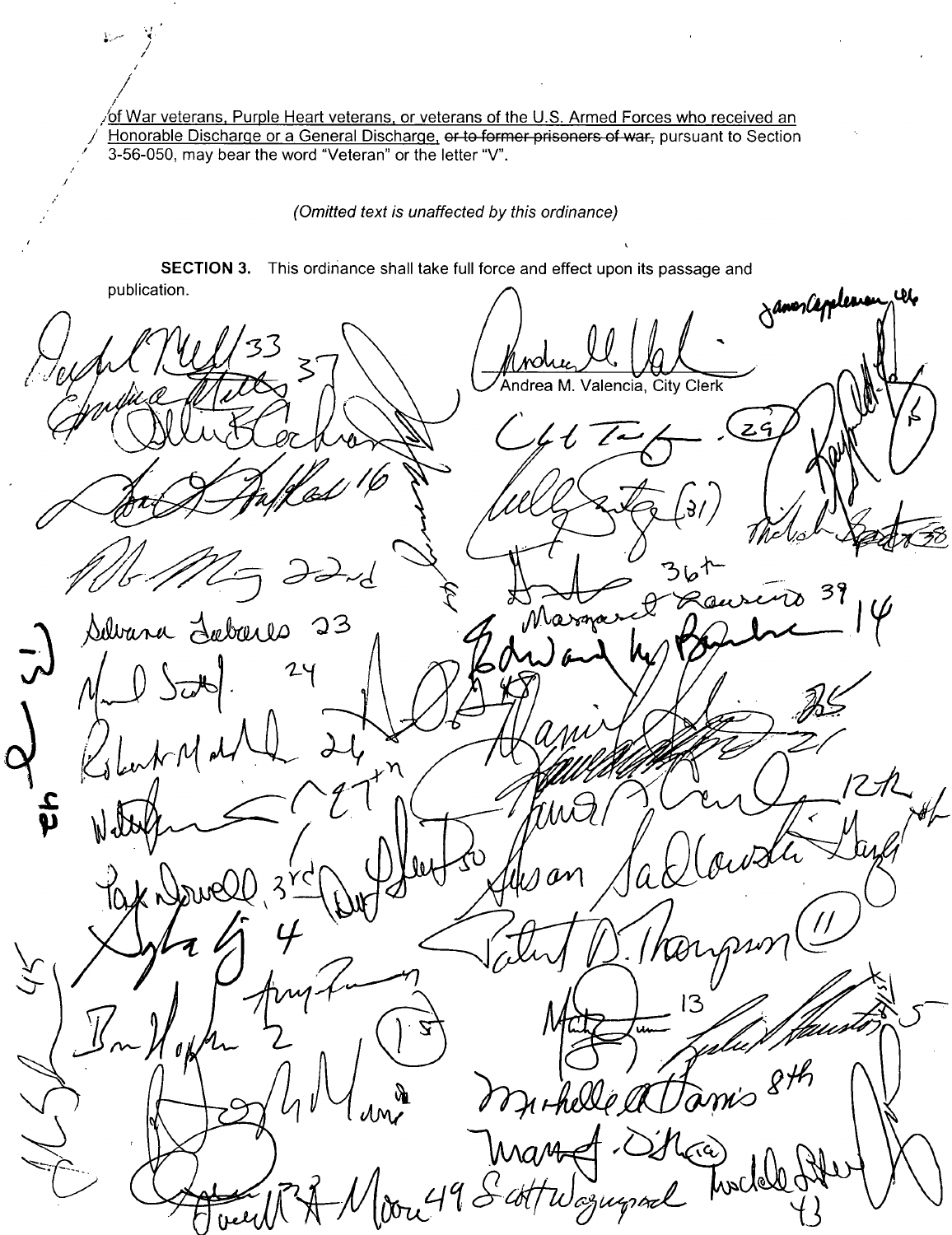of War veterans, Purple Heart veterans, or veterans of the U.S. Armed Forces who received an Honorable Discharge or a General Discharge, ~~or to former prisoners of war,~~ pursuant to Section 3-56-050, may bear the word "Veteran" or the letter "V".

*(Omitted text is unaffected by this ordinance)*

**SECTION 3.** This ordinance shall take full force and effect upon its passage and publication.

Andrea M. Valencia, City Clerk